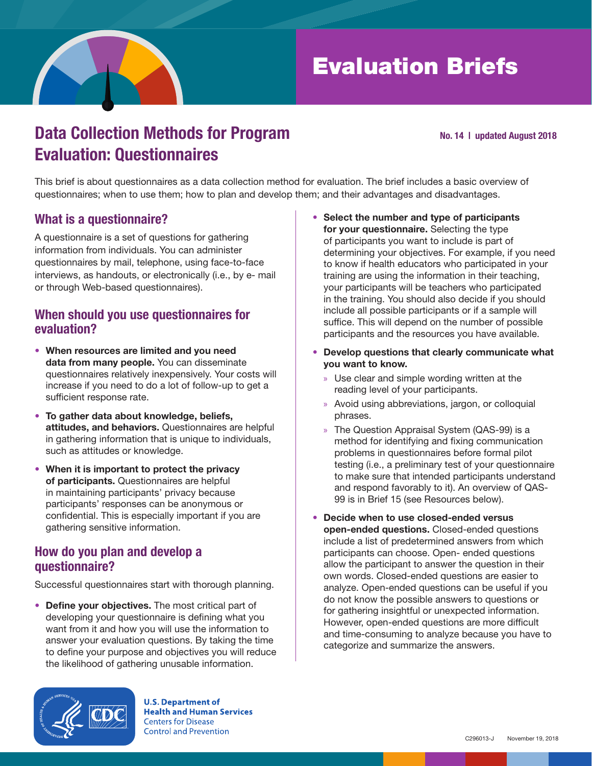# Evaluation Briefs

## Data Collection Methods for Program Evaluation: Questionnaires

**No. 14 | updated August 2018**

This brief is about questionnaires as a data collection method for evaluation. The brief includes a basic overview of questionnaires; when to use them; how to plan and develop them; and their advantages and disadvantages.

### What is a questionnaire?

A questionnaire is a set of questions for gathering information from individuals. You can administer questionnaires by mail, telephone, using face-to-face interviews, as handouts, or electronically (i.e., by e- mail or through Web-based questionnaires).

### When should you use questionnaires for evaluation?

- **When resources are limited and you need data from many people.** You can disseminate questionnaires relatively inexpensively. Your costs will increase if you need to do a lot of follow-up to get a sufficient response rate.
- **To gather data about knowledge, beliefs, attitudes, and behaviors.** Questionnaires are helpful in gathering information that is unique to individuals, such as attitudes or knowledge.
- **When it is important to protect the privacy of participants.** Questionnaires are helpful in maintaining participants' privacy because participants' responses can be anonymous or confidential. This is especially important if you are gathering sensitive information.

### How do you plan and develop a questionnaire?

Successful questionnaires start with thorough planning.

- **Define your objectives.** The most critical part of developing your questionnaire is defining what you want from it and how you will use the information to answer your evaluation questions. By taking the time to define your purpose and objectives you will reduce the likelihood of gathering unusable information.
- **Select the number and type of participants for your questionnaire.** Selecting the type of participants you want to include is part of determining your objectives. For example, if you need to know if health educators who participated in your training are using the information in their teaching, your participants will be teachers who participated in the training. You should also decide if you should include all possible participants or if a sample will suffice. This will depend on the number of possible participants and the resources you have available.
- **Develop questions that clearly communicate what you want to know.**
  - Use clear and simple wording written at the reading level of your participants.
  - Avoid using abbreviations, jargon, or colloquial phrases.
  - The Question Appraisal System (QAS-99) is a method for identifying and fixing communication problems in questionnaires before formal pilot testing (i.e., a preliminary test of your questionnaire to make sure that intended participants understand and respond favorably to it). An overview of QAS-99 is in Brief 15 (see Resources below).
- **Decide when to use closed-ended versus open-ended questions.** Closed-ended questions include a list of predetermined answers from which participants can choose. Open- ended questions allow the participant to answer the question in their own words. Closed-ended questions are easier to analyze. Open-ended questions can be useful if you do not know the possible answers to questions or for gathering insightful or unexpected information. However, open-ended questions are more difficult and time-consuming to analyze because you have to categorize and summarize the answers.

U.S. Department of Health and Human Services
Centers for Disease Control and Prevention

C296013-J November 19, 2018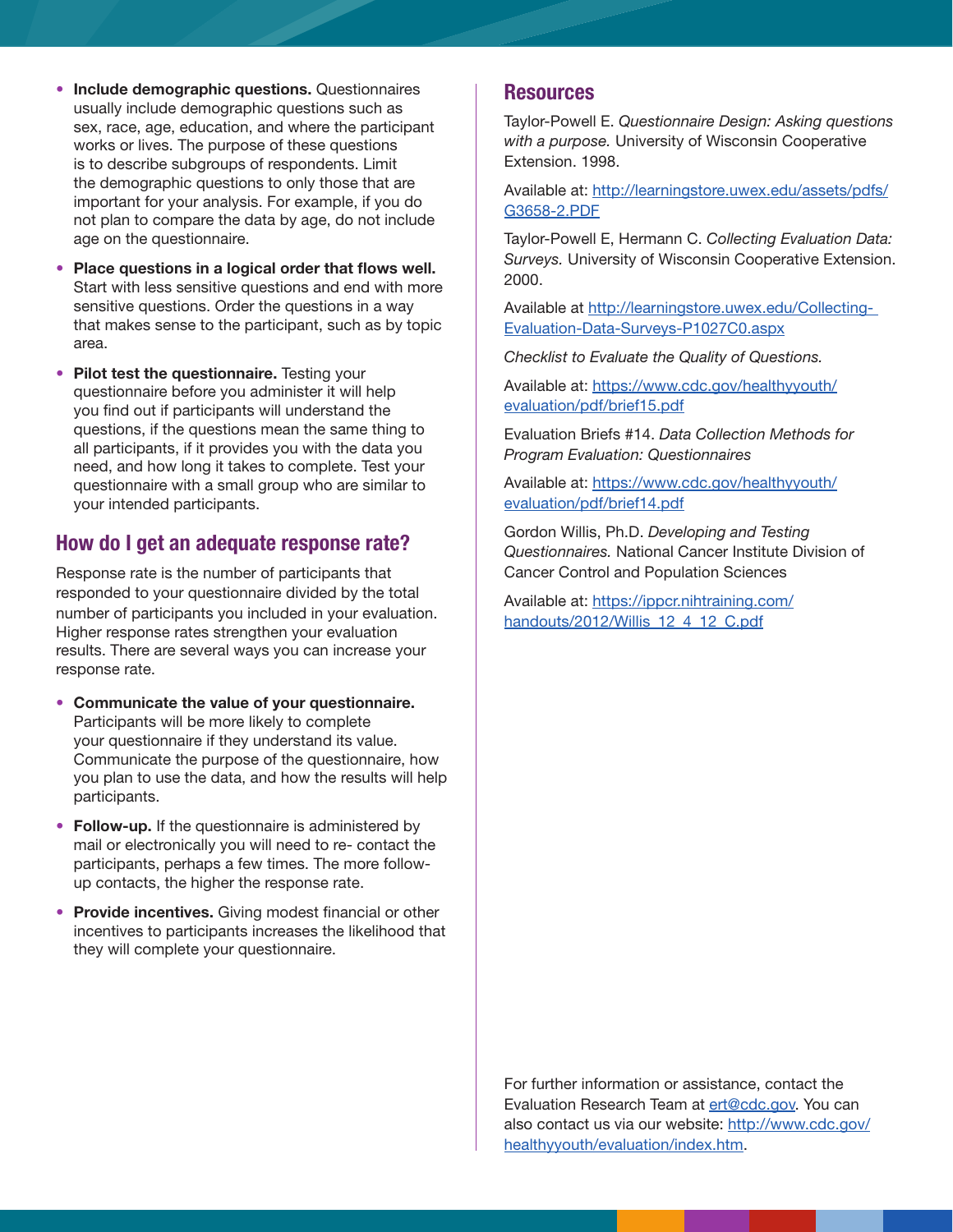- **Include demographic questions.** Questionnaires usually include demographic questions such as sex, race, age, education, and where the participant works or lives. The purpose of these questions is to describe subgroups of respondents. Limit the demographic questions to only those that are important for your analysis. For example, if you do not plan to compare the data by age, do not include age on the questionnaire.
- **Place questions in a logical order that flows well.** Start with less sensitive questions and end with more sensitive questions. Order the questions in a way that makes sense to the participant, such as by topic area.
- **Pilot test the questionnaire.** Testing your questionnaire before you administer it will help you find out if participants will understand the questions, if the questions mean the same thing to all participants, if it provides you with the data you need, and how long it takes to complete. Test your questionnaire with a small group who are similar to your intended participants.

## How do I get an adequate response rate?

Response rate is the number of participants that responded to your questionnaire divided by the total number of participants you included in your evaluation. Higher response rates strengthen your evaluation results. There are several ways you can increase your response rate.

- **Communicate the value of your questionnaire.** Participants will be more likely to complete your questionnaire if they understand its value. Communicate the purpose of the questionnaire, how you plan to use the data, and how the results will help participants.
- **Follow-up.** If the questionnaire is administered by mail or electronically you will need to re- contact the participants, perhaps a few times. The more follow-up contacts, the higher the response rate.
- **Provide incentives.** Giving modest financial or other incentives to participants increases the likelihood that they will complete your questionnaire.

## Resources

Taylor-Powell E. *Questionnaire Design: Asking questions with a purpose.* University of Wisconsin Cooperative Extension. 1998.

Available at: [http://learningstore.uwex.edu/assets/pdfs/G3658-2.PDF](http://learningstore.uwex.edu/assets/pdfs/G3658-2.PDF)

Taylor-Powell E, Hermann C. *Collecting Evaluation Data: Surveys.* University of Wisconsin Cooperative Extension. 2000.

Available at [http://learningstore.uwex.edu/Collecting-Evaluation-Data-Surveys-P1027C0.aspx](http://learningstore.uwex.edu/Collecting-Evaluation-Data-Surveys-P1027C0.aspx)

*Checklist to Evaluate the Quality of Questions.*

Available at: [https://www.cdc.gov/healthyyouth/evaluation/pdf/brief15.pdf](https://www.cdc.gov/healthyyouth/evaluation/pdf/brief15.pdf)

Evaluation Briefs #14. *Data Collection Methods for Program Evaluation: Questionnaires*

Available at: [https://www.cdc.gov/healthyyouth/evaluation/pdf/brief14.pdf](https://www.cdc.gov/healthyyouth/evaluation/pdf/brief14.pdf)

Gordon Willis, Ph.D. *Developing and Testing Questionnaires.* National Cancer Institute Division of Cancer Control and Population Sciences

Available at: [https://ippcr.nihtraining.com/handouts/2012/Willis_12_4_12_C.pdf](https://ippcr.nihtraining.com/handouts/2012/Willis_12_4_12_C.pdf)

For further information or assistance, contact the Evaluation Research Team at [ert@cdc.gov](mailto:ert@cdc.gov). You can also contact us via our website: [http://www.cdc.gov/healthyyouth/evaluation/index.htm](http://www.cdc.gov/healthyyouth/evaluation/index.htm).